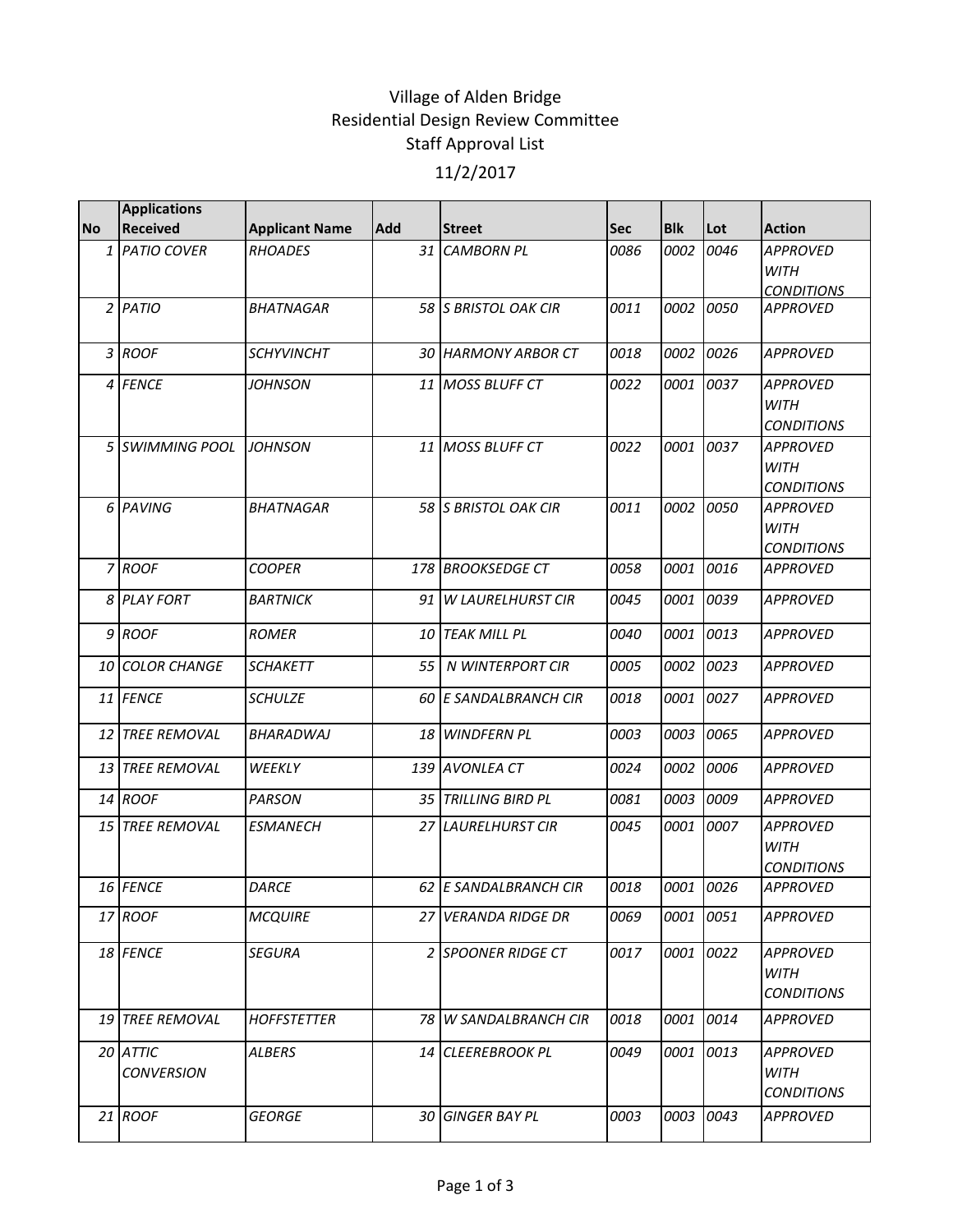# Village of Alden Bridge
## Residential Design Review Committee
## Staff Approval List
## 11/2/2017

| No | Applications Received | Applicant Name | Add | Street | Sec | Blk | Lot | Action |
|---|---|---|---|---|---|---|---|---|
| 1 | PATIO COVER | RHOADES | 31 | CAMBORN PL | 0086 | 0002 | 0046 | APPROVED WITH CONDITIONS |
| 2 | PATIO | BHATNAGAR | 58 | S BRISTOL OAK CIR | 0011 | 0002 | 0050 | APPROVED |
| 3 | ROOF | SCHYVINCHT | 30 | HARMONY ARBOR CT | 0018 | 0002 | 0026 | APPROVED |
| 4 | FENCE | JOHNSON | 11 | MOSS BLUFF CT | 0022 | 0001 | 0037 | APPROVED WITH CONDITIONS |
| 5 | SWIMMING POOL | JOHNSON | 11 | MOSS BLUFF CT | 0022 | 0001 | 0037 | APPROVED WITH CONDITIONS |
| 6 | PAVING | BHATNAGAR | 58 | S BRISTOL OAK CIR | 0011 | 0002 | 0050 | APPROVED WITH CONDITIONS |
| 7 | ROOF | COOPER | 178 | BROOKSEDGE CT | 0058 | 0001 | 0016 | APPROVED |
| 8 | PLAY FORT | BARTNICK | 91 | W LAURELHURST CIR | 0045 | 0001 | 0039 | APPROVED |
| 9 | ROOF | ROMER | 10 | TEAK MILL PL | 0040 | 0001 | 0013 | APPROVED |
| 10 | COLOR CHANGE | SCHAKETT | 55 | N WINTERPORT CIR | 0005 | 0002 | 0023 | APPROVED |
| 11 | FENCE | SCHULZE | 60 | E SANDALBRANCH CIR | 0018 | 0001 | 0027 | APPROVED |
| 12 | TREE REMOVAL | BHARADWAJ | 18 | WINDFERN PL | 0003 | 0003 | 0065 | APPROVED |
| 13 | TREE REMOVAL | WEEKLY | 139 | AVONLEA CT | 0024 | 0002 | 0006 | APPROVED |
| 14 | ROOF | PARSON | 35 | TRILLING BIRD PL | 0081 | 0003 | 0009 | APPROVED |
| 15 | TREE REMOVAL | ESMANECH | 27 | LAURELHURST CIR | 0045 | 0001 | 0007 | APPROVED WITH CONDITIONS |
| 16 | FENCE | DARCE | 62 | E SANDALBRANCH CIR | 0018 | 0001 | 0026 | APPROVED |
| 17 | ROOF | MCQUIRE | 27 | VERANDA RIDGE DR | 0069 | 0001 | 0051 | APPROVED |
| 18 | FENCE | SEGURA | 2 | SPOONER RIDGE CT | 0017 | 0001 | 0022 | APPROVED WITH CONDITIONS |
| 19 | TREE REMOVAL | HOFFSTETTER | 78 | W SANDALBRANCH CIR | 0018 | 0001 | 0014 | APPROVED |
| 20 | ATTIC CONVERSION | ALBERS | 14 | CLEEREBROOK PL | 0049 | 0001 | 0013 | APPROVED WITH CONDITIONS |
| 21 | ROOF | GEORGE | 30 | GINGER BAY PL | 0003 | 0003 | 0043 | APPROVED |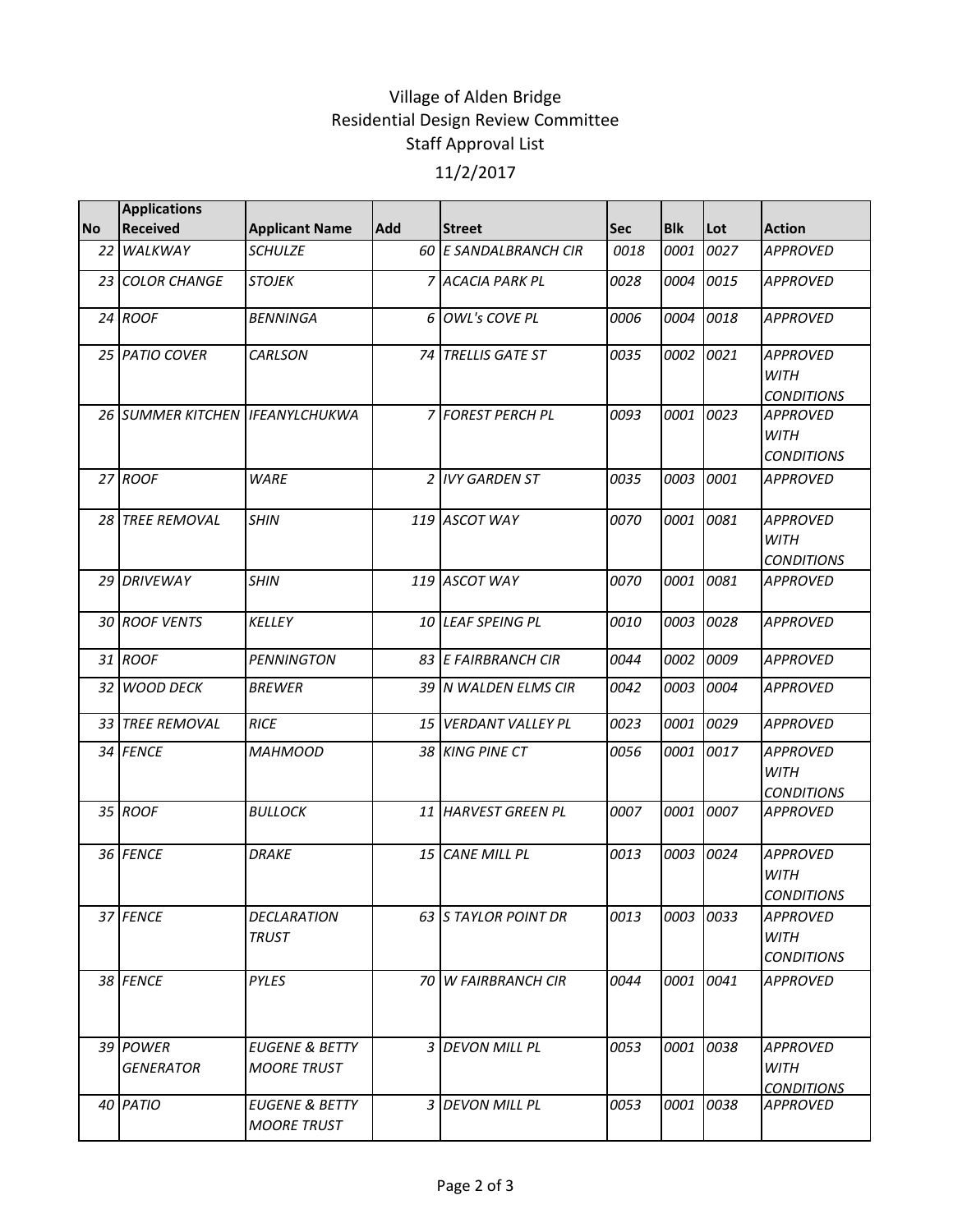# Village of Alden Bridge
## Residential Design Review Committee
### Staff Approval List
### 11/2/2017

| No | Applications Received | Applicant Name | Add | Street | Sec | Blk | Lot | Action |
|---|---|---|---|---|---|---|---|---|
| 22 | *WALKWAY* | *SCHULZE* | 60 | *E SANDALBRANCH CIR* | 0018 | 0001 | 0027 | *APPROVED* |
| 23 | *COLOR CHANGE* | *STOJEK* | 7 | *ACACIA PARK PL* | 0028 | 0004 | 0015 | *APPROVED* |
| 24 | *ROOF* | *BENNINGA* | 6 | *OWL's COVE PL* | 0006 | 0004 | 0018 | *APPROVED* |
| 25 | *PATIO COVER* | *CARLSON* | 74 | *TRELLIS GATE ST* | 0035 | 0002 | 0021 | *APPROVED WITH CONDITIONS* |
| 26 | *SUMMER KITCHEN* | *IFEANYLCHUKWA* | 7 | *FOREST PERCH PL* | 0093 | 0001 | 0023 | *APPROVED WITH CONDITIONS* |
| 27 | *ROOF* | *WARE* | 2 | *IVY GARDEN ST* | 0035 | 0003 | 0001 | *APPROVED* |
| 28 | *TREE REMOVAL* | *SHIN* | 119 | *ASCOT WAY* | 0070 | 0001 | 0081 | *APPROVED WITH CONDITIONS* |
| 29 | *DRIVEWAY* | *SHIN* | 119 | *ASCOT WAY* | 0070 | 0001 | 0081 | *APPROVED* |
| 30 | *ROOF VENTS* | *KELLEY* | 10 | *LEAF SPEING PL* | 0010 | 0003 | 0028 | *APPROVED* |
| 31 | *ROOF* | *PENNINGTON* | 83 | *E FAIRBRANCH CIR* | 0044 | 0002 | 0009 | *APPROVED* |
| 32 | *WOOD DECK* | *BREWER* | 39 | *N WALDEN ELMS CIR* | 0042 | 0003 | 0004 | *APPROVED* |
| 33 | *TREE REMOVAL* | *RICE* | 15 | *VERDANT VALLEY PL* | 0023 | 0001 | 0029 | *APPROVED* |
| 34 | *FENCE* | *MAHMOOD* | 38 | *KING PINE CT* | 0056 | 0001 | 0017 | *APPROVED WITH CONDITIONS* |
| 35 | *ROOF* | *BULLOCK* | 11 | *HARVEST GREEN PL* | 0007 | 0001 | 0007 | *APPROVED* |
| 36 | *FENCE* | *DRAKE* | 15 | *CANE MILL PL* | 0013 | 0003 | 0024 | *APPROVED WITH CONDITIONS* |
| 37 | *FENCE* | *DECLARATION TRUST* | 63 | *S TAYLOR POINT DR* | 0013 | 0003 | 0033 | *APPROVED WITH CONDITIONS* |
| 38 | *FENCE* | *PYLES* | 70 | *W FAIRBRANCH CIR* | 0044 | 0001 | 0041 | *APPROVED* |
| 39 | *POWER GENERATOR* | *EUGENE & BETTY MOORE TRUST* | 3 | *DEVON MILL PL* | 0053 | 0001 | 0038 | *APPROVED WITH CONDITIONS* |
| 40 | *PATIO* | *EUGENE & BETTY MOORE TRUST* | 3 | *DEVON MILL PL* | 0053 | 0001 | 0038 | *APPROVED* |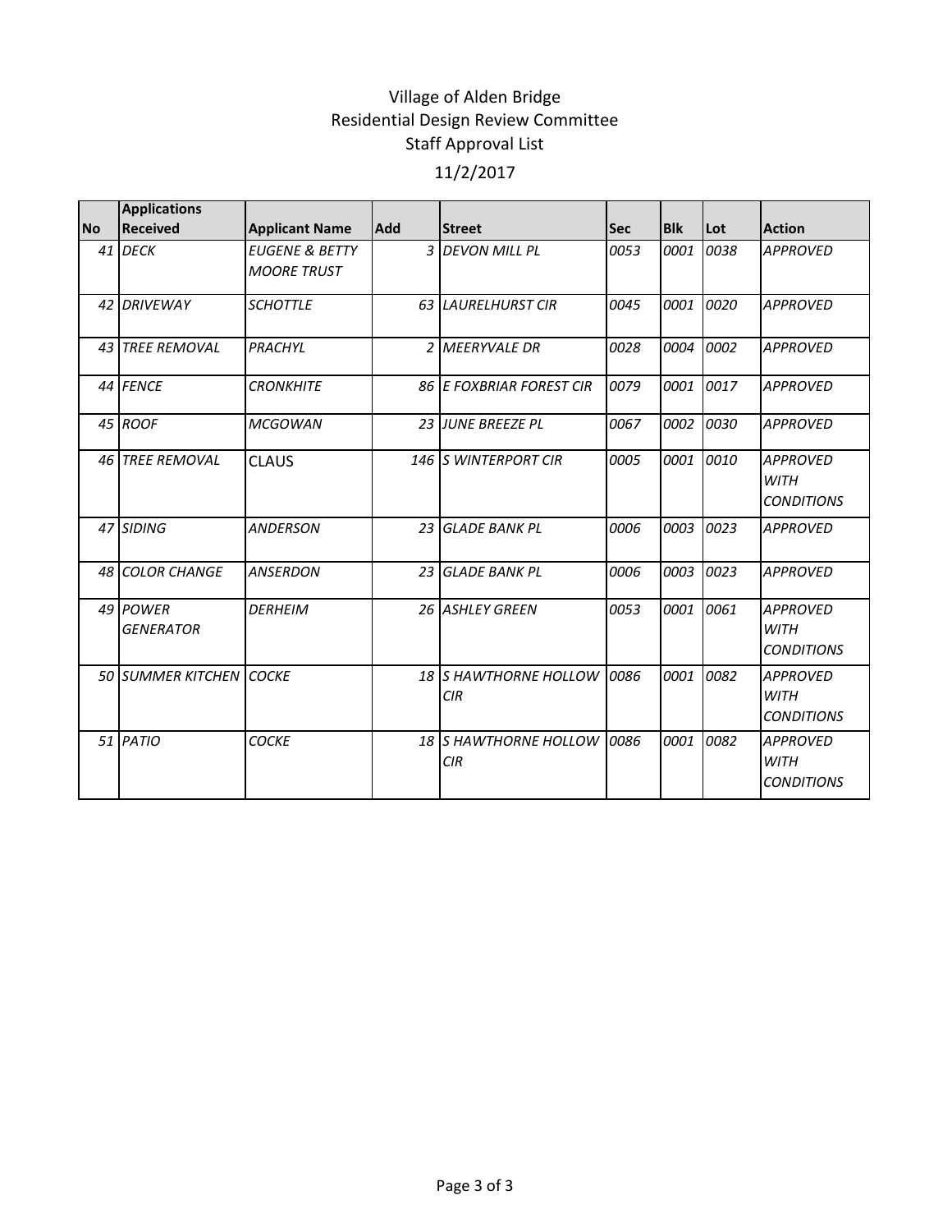# Village of Alden Bridge
## Residential Design Review Committee
## Staff Approval List
## 11/2/2017

| No | Applications Received | Applicant Name | Add | Street | Sec | Blk | Lot | Action |
|---|---|---|---|---|---|---|---|---|
| 41 | *DECK* | *EUGENE & BETTY MOORE TRUST* | 3 | *DEVON MILL PL* | *0053* | *0001* | *0038* | *APPROVED* |
| 42 | *DRIVEWAY* | *SCHOTTLE* | 63 | *LAURELHURST CIR* | *0045* | *0001* | *0020* | *APPROVED* |
| 43 | *TREE REMOVAL* | *PRACHYL* | 2 | *MEERYVALE DR* | *0028* | *0004* | *0002* | *APPROVED* |
| 44 | *FENCE* | *CRONKHITE* | 86 | *E FOXBRIAR FOREST CIR* | *0079* | *0001* | *0017* | *APPROVED* |
| 45 | *ROOF* | *MCGOWAN* | 23 | *JUNE BREEZE PL* | *0067* | *0002* | *0030* | *APPROVED* |
| 46 | *TREE REMOVAL* | CLAUS | 146 | *S WINTERPORT CIR* | *0005* | *0001* | *0010* | *APPROVED WITH CONDITIONS* |
| 47 | *SIDING* | *ANDERSON* | 23 | *GLADE BANK PL* | *0006* | *0003* | *0023* | *APPROVED* |
| 48 | *COLOR CHANGE* | *ANSERDON* | 23 | *GLADE BANK PL* | *0006* | *0003* | *0023* | *APPROVED* |
| 49 | *POWER GENERATOR* | *DERHEIM* | 26 | *ASHLEY GREEN* | *0053* | *0001* | *0061* | *APPROVED WITH CONDITIONS* |
| 50 | *SUMMER KITCHEN* | *COCKE* | 18 | *S HAWTHORNE HOLLOW CIR* | *0086* | *0001* | *0082* | *APPROVED WITH CONDITIONS* |
| 51 | *PATIO* | *COCKE* | 18 | *S HAWTHORNE HOLLOW CIR* | *0086* | *0001* | *0082* | *APPROVED WITH CONDITIONS* |